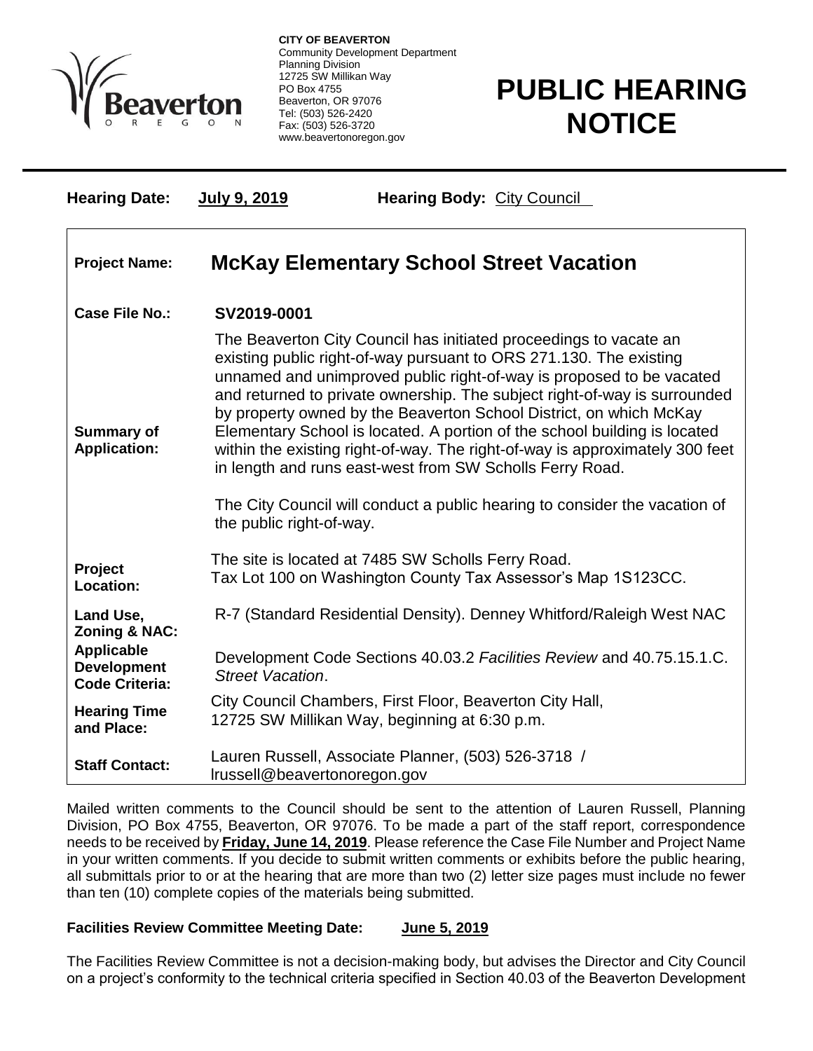**CITY OF BEAVERTON**
Community Development Department
Planning Division
12725 SW Millikan Way
PO Box 4755
Beaverton, OR 97076
Tel: (503) 526-2420
Fax: (503) 526-3720
www.beavertonoregon.gov

# PUBLIC HEARING NOTICE

**Hearing Date:** **July 9, 2019** **Hearing Body:** City Council

| | |
|---|---|
| **Project Name:** | **McKay Elementary School Street Vacation** |
| **Case File No.:** | **SV2019-0001** |
| **Summary of Application:** | The Beaverton City Council has initiated proceedings to vacate an existing public right-of-way pursuant to ORS 271.130. The existing unnamed and unimproved public right-of-way is proposed to be vacated and returned to private ownership. The subject right-of-way is surrounded by property owned by the Beaverton School District, on which McKay Elementary School is located. A portion of the school building is located within the existing right-of-way. The right-of-way is approximately 300 feet in length and runs east-west from SW Scholls Ferry Road.<br><br>The City Council will conduct a public hearing to consider the vacation of the public right-of-way. |
| **Project Location:** | The site is located at 7485 SW Scholls Ferry Road. Tax Lot 100 on Washington County Tax Assessor's Map 1S123CC. |
| **Land Use, Zoning & NAC:** | R-7 (Standard Residential Density). Denney Whitford/Raleigh West NAC |
| **Applicable Development Code Criteria:** | Development Code Sections 40.03.2 *Facilities Review* and 40.75.15.1.C. *Street Vacation*. |
| **Hearing Time and Place:** | City Council Chambers, First Floor, Beaverton City Hall, 12725 SW Millikan Way, beginning at 6:30 p.m. |
| **Staff Contact:** | Lauren Russell, Associate Planner, (503) 526-3718 / lrussell@beavertonoregon.gov |

Mailed written comments to the Council should be sent to the attention of Lauren Russell, Planning Division, PO Box 4755, Beaverton, OR 97076. To be made a part of the staff report, correspondence needs to be received by **Friday, June 14, 2019**. Please reference the Case File Number and Project Name in your written comments. If you decide to submit written comments or exhibits before the public hearing, all submittals prior to or at the hearing that are more than two (2) letter size pages must include no fewer than ten (10) complete copies of the materials being submitted.

**Facilities Review Committee Meeting Date:** **June 5, 2019**

The Facilities Review Committee is not a decision-making body, but advises the Director and City Council on a project's conformity to the technical criteria specified in Section 40.03 of the Beaverton Development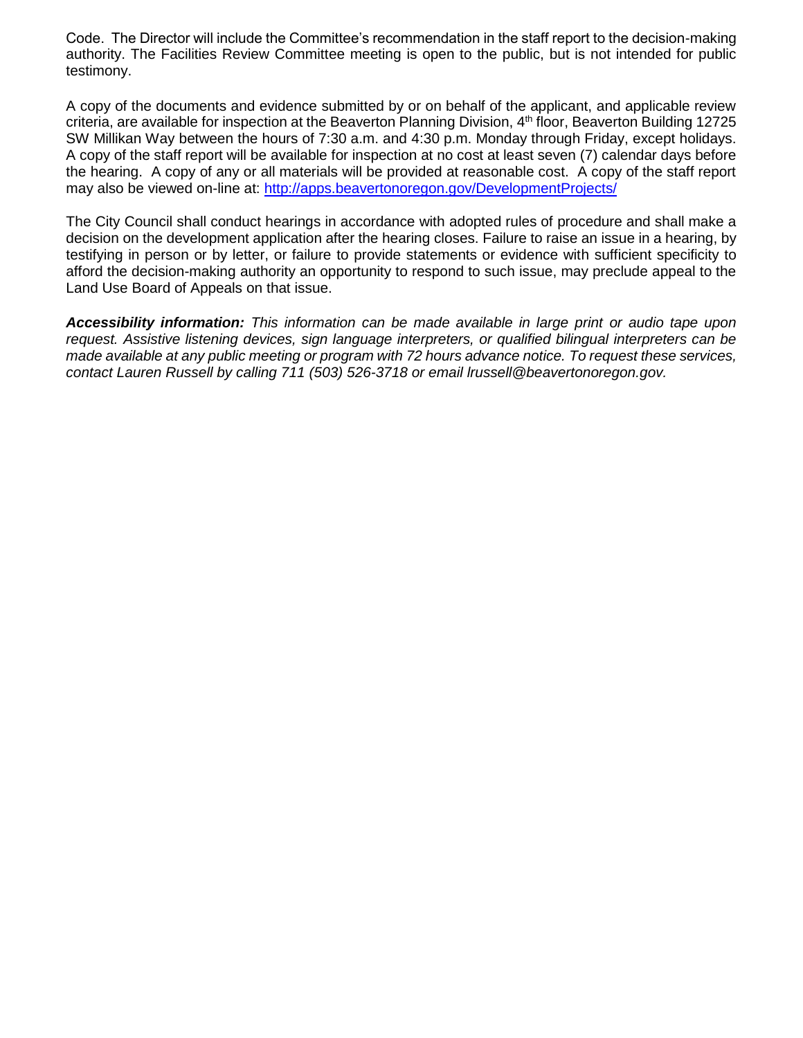Code. The Director will include the Committee's recommendation in the staff report to the decision-making authority. The Facilities Review Committee meeting is open to the public, but is not intended for public testimony.

A copy of the documents and evidence submitted by or on behalf of the applicant, and applicable review criteria, are available for inspection at the Beaverton Planning Division, 4th floor, Beaverton Building 12725 SW Millikan Way between the hours of 7:30 a.m. and 4:30 p.m. Monday through Friday, except holidays. A copy of the staff report will be available for inspection at no cost at least seven (7) calendar days before the hearing. A copy of any or all materials will be provided at reasonable cost. A copy of the staff report may also be viewed on-line at: http://apps.beavertonoregon.gov/DevelopmentProjects/

The City Council shall conduct hearings in accordance with adopted rules of procedure and shall make a decision on the development application after the hearing closes. Failure to raise an issue in a hearing, by testifying in person or by letter, or failure to provide statements or evidence with sufficient specificity to afford the decision-making authority an opportunity to respond to such issue, may preclude appeal to the Land Use Board of Appeals on that issue.

***Accessibility information:*** *This information can be made available in large print or audio tape upon request. Assistive listening devices, sign language interpreters, or qualified bilingual interpreters can be made available at any public meeting or program with 72 hours advance notice. To request these services, contact Lauren Russell by calling 711 (503) 526-3718 or email lrussell@beavertonoregon.gov.*